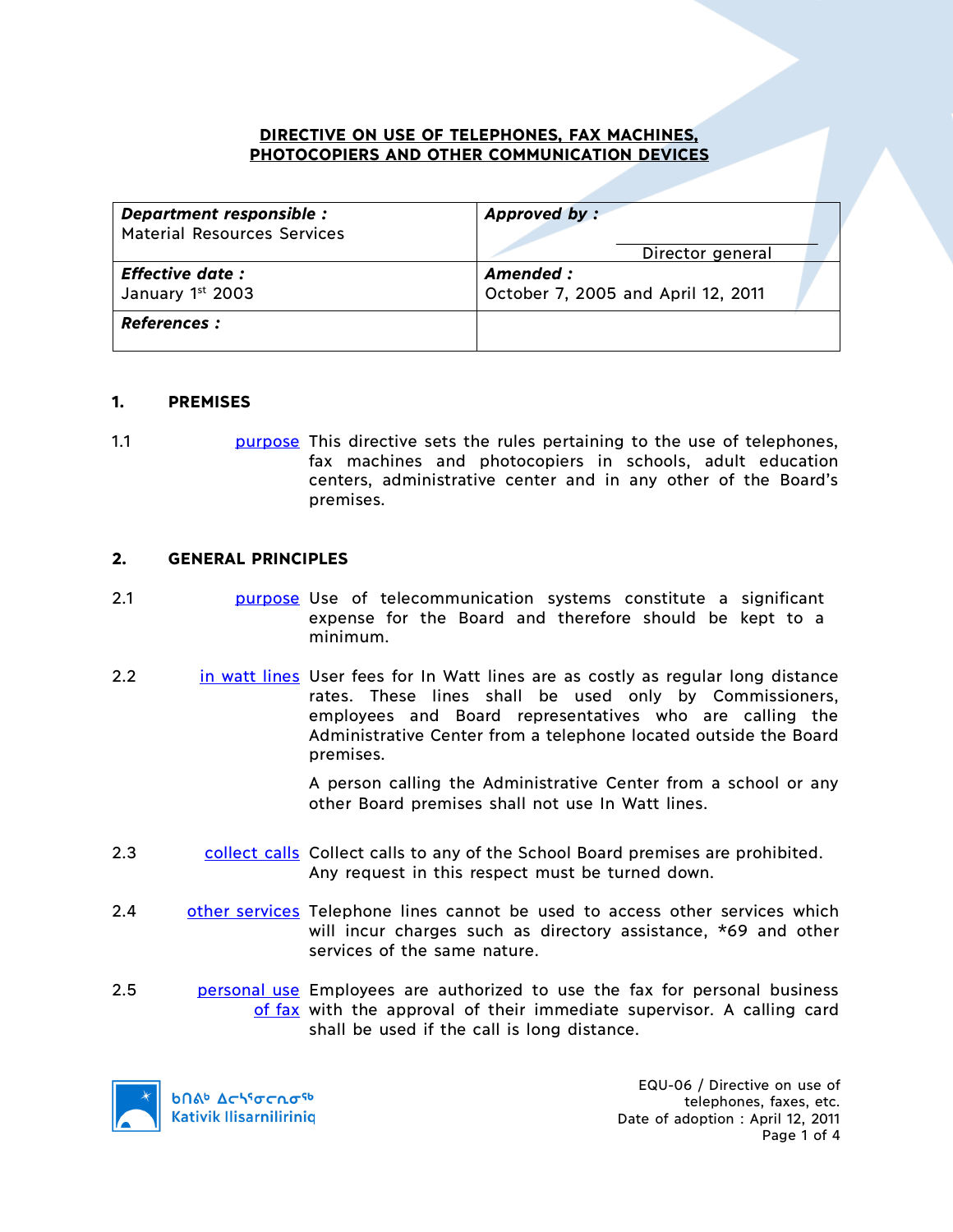# DIRECTIVE ON USE OF TELEPHONES, FAX MACHINES, PHOTOCOPIERS AND OTHER COMMUNICATION DEVICES

| ***Department responsible :*** Material Resources Services | ***Approved by :*** ____________________ Director general |
|---|---|
| ***Effective date :*** January 1st 2003 | ***Amended :*** October 7, 2005 and April 12, 2011 |
| ***References :*** | |

## 1. PREMISES

1.1 purpose — This directive sets the rules pertaining to the use of telephones, fax machines and photocopiers in schools, adult education centers, administrative center and in any other of the Board's premises.

## 2. GENERAL PRINCIPLES

2.1 purpose — Use of telecommunication systems constitute a significant expense for the Board and therefore should be kept to a minimum.

2.2 in watt lines — User fees for In Watt lines are as costly as regular long distance rates. These lines shall be used only by Commissioners, employees and Board representatives who are calling the Administrative Center from a telephone located outside the Board premises.

A person calling the Administrative Center from a school or any other Board premises shall not use In Watt lines.

2.3 collect calls — Collect calls to any of the School Board premises are prohibited. Any request in this respect must be turned down.

2.4 other services — Telephone lines cannot be used to access other services which will incur charges such as directory assistance, *69 and other services of the same nature.

2.5 personal use of fax — Employees are authorized to use the fax for personal business with the approval of their immediate supervisor. A calling card shall be used if the call is long distance.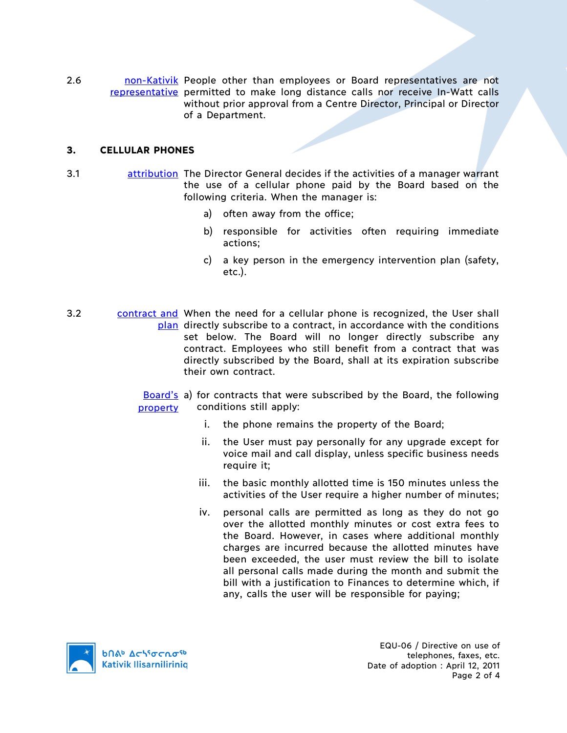2.6 non-Kativik representative — People other than employees or Board representatives are not permitted to make long distance calls nor receive In-Watt calls without prior approval from a Centre Director, Principal or Director of a Department.

## 3. CELLULAR PHONES

3.1 attribution — The Director General decides if the activities of a manager warrant the use of a cellular phone paid by the Board based on the following criteria. When the manager is:

a) often away from the office;

b) responsible for activities often requiring immediate actions;

c) a key person in the emergency intervention plan (safety, etc.).

3.2 contract and plan — When the need for a cellular phone is recognized, the User shall directly subscribe to a contract, in accordance with the conditions set below. The Board will no longer directly subscribe any contract. Employees who still benefit from a contract that was directly subscribed by the Board, shall at its expiration subscribe their own contract.

Board's property — a) for contracts that were subscribed by the Board, the following conditions still apply:

i. the phone remains the property of the Board;

ii. the User must pay personally for any upgrade except for voice mail and call display, unless specific business needs require it;

iii. the basic monthly allotted time is 150 minutes unless the activities of the User require a higher number of minutes;

iv. personal calls are permitted as long as they do not go over the allotted monthly minutes or cost extra fees to the Board. However, in cases where additional monthly charges are incurred because the allotted minutes have been exceeded, the user must review the bill to isolate all personal calls made during the month and submit the bill with a justification to Finances to determine which, if any, calls the user will be responsible for paying;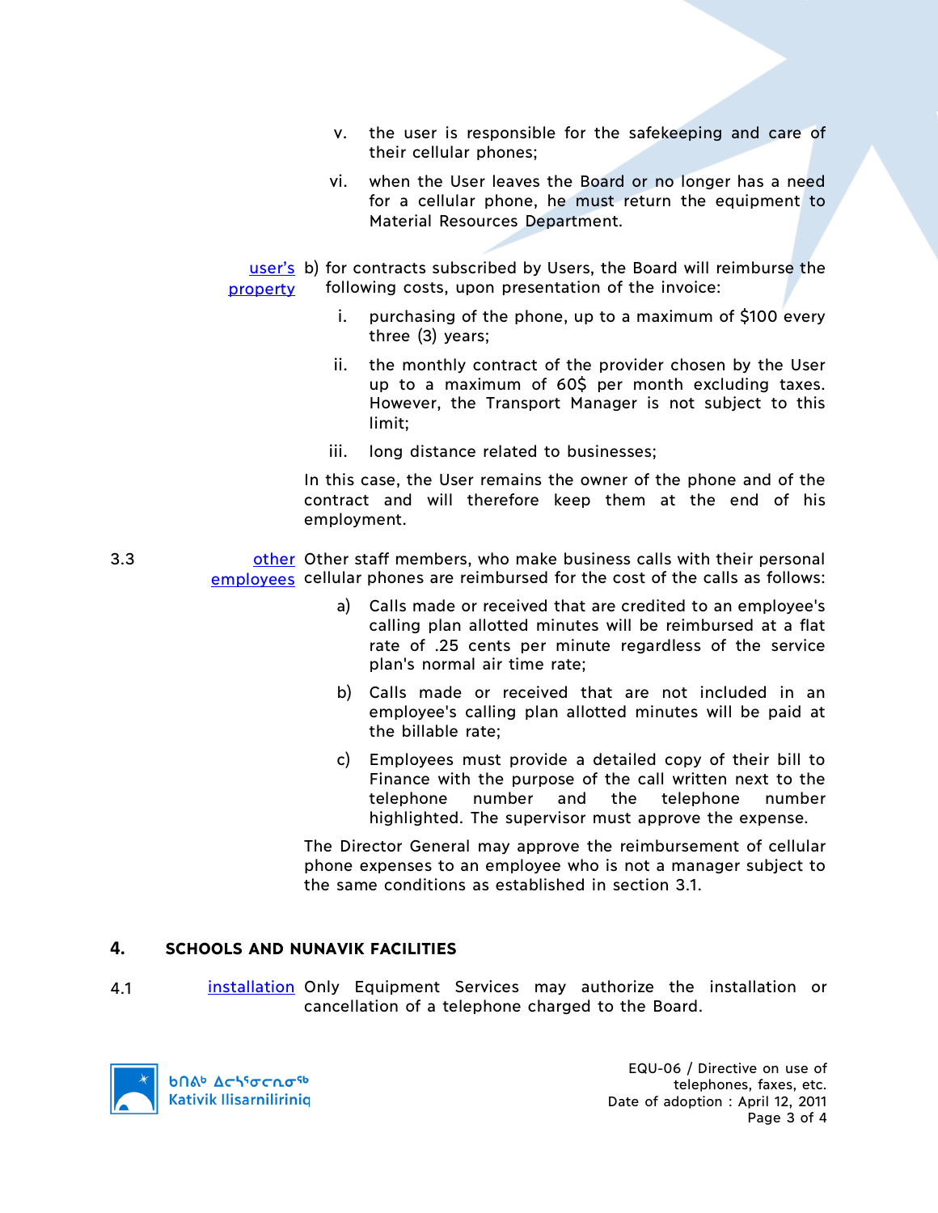v. the user is responsible for the safekeeping and care of their cellular phones;

vi. when the User leaves the Board or no longer has a need for a cellular phone, he must return the equipment to Material Resources Department.

user's property b) for contracts subscribed by Users, the Board will reimburse the following costs, upon presentation of the invoice:

i. purchasing of the phone, up to a maximum of $100 every three (3) years;

ii. the monthly contract of the provider chosen by the User up to a maximum of 60$ per month excluding taxes. However, the Transport Manager is not subject to this limit;

iii. long distance related to businesses;

In this case, the User remains the owner of the phone and of the contract and will therefore keep them at the end of his employment.

3.3 other employees Other staff members, who make business calls with their personal cellular phones are reimbursed for the cost of the calls as follows:

a) Calls made or received that are credited to an employee's calling plan allotted minutes will be reimbursed at a flat rate of .25 cents per minute regardless of the service plan's normal air time rate;

b) Calls made or received that are not included in an employee's calling plan allotted minutes will be paid at the billable rate;

c) Employees must provide a detailed copy of their bill to Finance with the purpose of the call written next to the telephone number and the telephone number highlighted. The supervisor must approve the expense.

The Director General may approve the reimbursement of cellular phone expenses to an employee who is not a manager subject to the same conditions as established in section 3.1.

## 4. SCHOOLS AND NUNAVIK FACILITIES

4.1 installation Only Equipment Services may authorize the installation or cancellation of a telephone charged to the Board.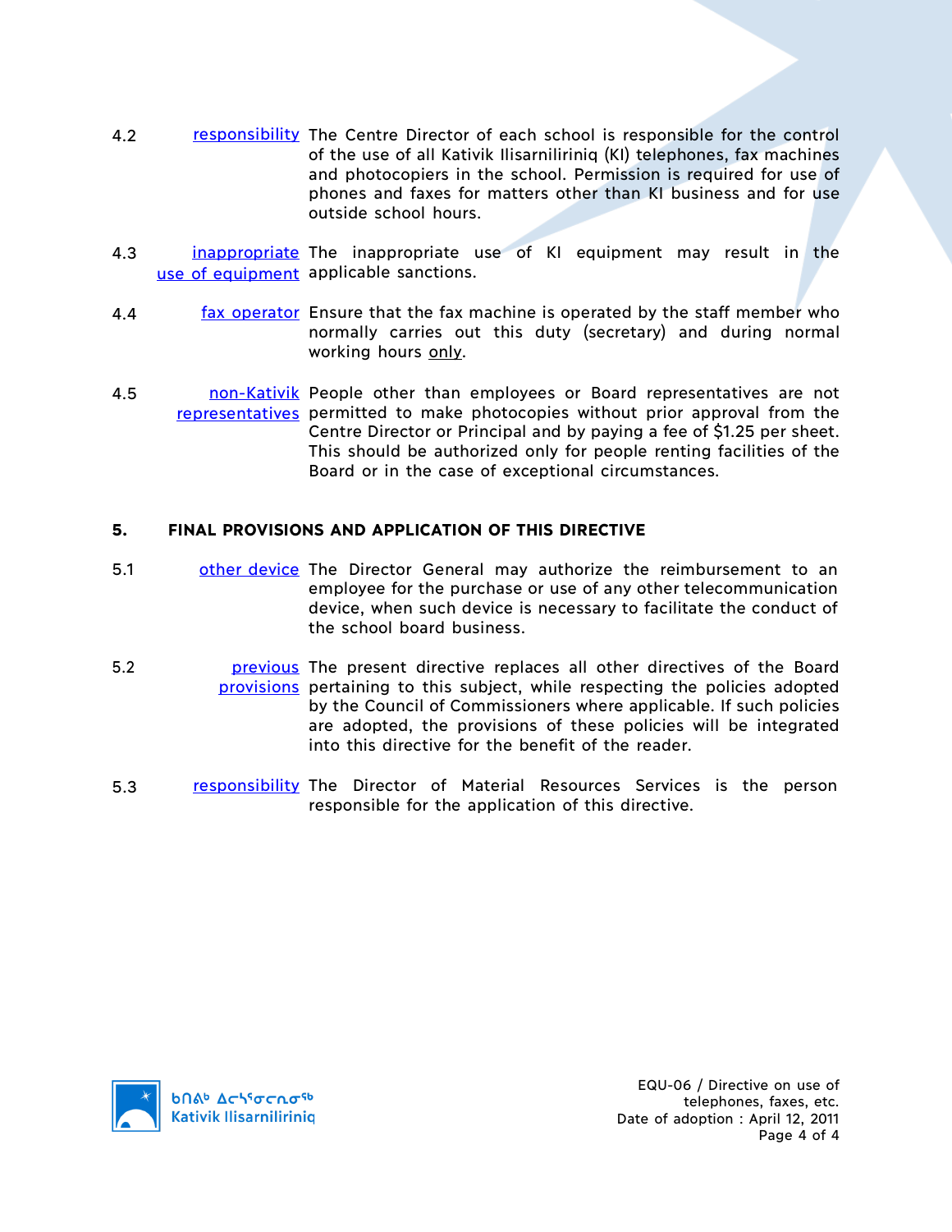4.2 responsibility The Centre Director of each school is responsible for the control of the use of all Kativik Ilisarniliriniq (KI) telephones, fax machines and photocopiers in the school. Permission is required for use of phones and faxes for matters other than KI business and for use outside school hours.

4.3 inappropriate use of equipment The inappropriate use of KI equipment may result in the applicable sanctions.

4.4 fax operator Ensure that the fax machine is operated by the staff member who normally carries out this duty (secretary) and during normal working hours only.

4.5 non-Kativik representatives People other than employees or Board representatives are not permitted to make photocopies without prior approval from the Centre Director or Principal and by paying a fee of $1.25 per sheet. This should be authorized only for people renting facilities of the Board or in the case of exceptional circumstances.

## 5. FINAL PROVISIONS AND APPLICATION OF THIS DIRECTIVE

5.1 other device The Director General may authorize the reimbursement to an employee for the purchase or use of any other telecommunication device, when such device is necessary to facilitate the conduct of the school board business.

5.2 previous provisions The present directive replaces all other directives of the Board pertaining to this subject, while respecting the policies adopted by the Council of Commissioners where applicable. If such policies are adopted, the provisions of these policies will be integrated into this directive for the benefit of the reader.

5.3 responsibility The Director of Material Resources Services is the person responsible for the application of this directive.